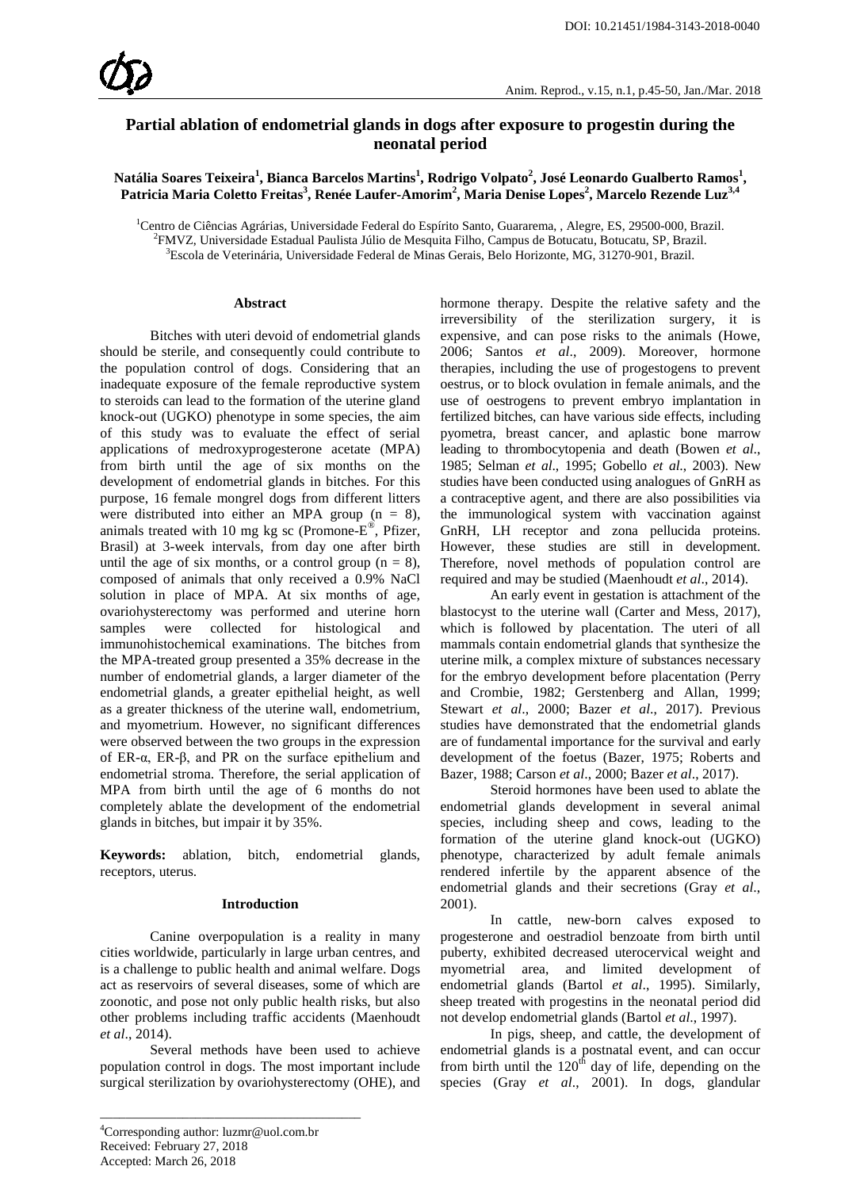# Partial ablation of endometrial glands in dogs after exposure to progestin during the neonatal period

**Natália Soares Teixeira[1], Bianca Barcelos Martins[1], Rodrigo Volpato[2], José Leonardo Gualberto Ramos[1], Patricia Maria Coletto Freitas[3], Renée Laufer-Amorim[2], Maria Denise Lopes[2], Marcelo Rezende Luz[3,4]**

[1]Centro de Ciências Agrárias, Universidade Federal do Espírito Santo, Guararema, , Alegre, ES, 29500-000, Brazil.
[2]FMVZ, Universidade Estadual Paulista Júlio de Mesquita Filho, Campus de Botucatu, Botucatu, SP, Brazil.
[3]Escola de Veterinária, Universidade Federal de Minas Gerais, Belo Horizonte, MG, 31270-901, Brazil.

## Abstract

Bitches with uteri devoid of endometrial glands should be sterile, and consequently could contribute to the population control of dogs. Considering that an inadequate exposure of the female reproductive system to steroids can lead to the formation of the uterine gland knock-out (UGKO) phenotype in some species, the aim of this study was to evaluate the effect of serial applications of medroxyprogesterone acetate (MPA) from birth until the age of six months on the development of endometrial glands in bitches. For this purpose, 16 female mongrel dogs from different litters were distributed into either an MPA group (n = 8), animals treated with 10 mg kg sc (Promone-E®, Pfizer, Brasil) at 3-week intervals, from day one after birth until the age of six months, or a control group (n = 8), composed of animals that only received a 0.9% NaCl solution in place of MPA. At six months of age, ovariohysterectomy was performed and uterine horn samples were collected for histological and immunohistochemical examinations. The bitches from the MPA-treated group presented a 35% decrease in the number of endometrial glands, a larger diameter of the endometrial glands, a greater epithelial height, as well as a greater thickness of the uterine wall, endometrium, and myometrium. However, no significant differences were observed between the two groups in the expression of ER-α, ER-β, and PR on the surface epithelium and endometrial stroma. Therefore, the serial application of MPA from birth until the age of 6 months do not completely ablate the development of the endometrial glands in bitches, but impair it by 35%.

**Keywords:** ablation, bitch, endometrial glands, receptors, uterus.

## Introduction

Canine overpopulation is a reality in many cities worldwide, particularly in large urban centres, and is a challenge to public health and animal welfare. Dogs act as reservoirs of several diseases, some of which are zoonotic, and pose not only public health risks, but also other problems including traffic accidents (Maenhoudt *et al*., 2014).

Several methods have been used to achieve population control in dogs. The most important include surgical sterilization by ovariohysterectomy (OHE), and hormone therapy. Despite the relative safety and the irreversibility of the sterilization surgery, it is expensive, and can pose risks to the animals (Howe, 2006; Santos *et al*., 2009). Moreover, hormone therapies, including the use of progestogens to prevent oestrus, or to block ovulation in female animals, and the use of oestrogens to prevent embryo implantation in fertilized bitches, can have various side effects, including pyometra, breast cancer, and aplastic bone marrow leading to thrombocytopenia and death (Bowen *et al*., 1985; Selman *et al*., 1995; Gobello *et al.*, 2003). New studies have been conducted using analogues of GnRH as a contraceptive agent, and there are also possibilities via the immunological system with vaccination against GnRH, LH receptor and zona pellucida proteins. However, these studies are still in development. Therefore, novel methods of population control are required and may be studied (Maenhoudt *et al*., 2014).

An early event in gestation is attachment of the blastocyst to the uterine wall (Carter and Mess, 2017), which is followed by placentation. The uteri of all mammals contain endometrial glands that synthesize the uterine milk, a complex mixture of substances necessary for the embryo development before placentation (Perry and Crombie, 1982; Gerstenberg and Allan, 1999; Stewart *et al*., 2000; Bazer *et al*., 2017). Previous studies have demonstrated that the endometrial glands are of fundamental importance for the survival and early development of the foetus (Bazer, 1975; Roberts and Bazer, 1988; Carson *et al*., 2000; Bazer *et al*., 2017).

Steroid hormones have been used to ablate the endometrial glands development in several animal species, including sheep and cows, leading to the formation of the uterine gland knock-out (UGKO) phenotype, characterized by adult female animals rendered infertile by the apparent absence of the endometrial glands and their secretions (Gray *et al*., 2001).

In cattle, new-born calves exposed to progesterone and oestradiol benzoate from birth until puberty, exhibited decreased uterocervical weight and myometrial area, and limited development of endometrial glands (Bartol *et al*., 1995). Similarly, sheep treated with progestins in the neonatal period did not develop endometrial glands (Bartol *et al*., 1997).

In pigs, sheep, and cattle, the development of endometrial glands is a postnatal event, and can occur from birth until the $120^{th}$ day of life, depending on the species (Gray *et al*., 2001). In dogs, glandular

[4]Corresponding author: luzmr@uol.com.br
Received: February 27, 2018
Accepted: March 26, 2018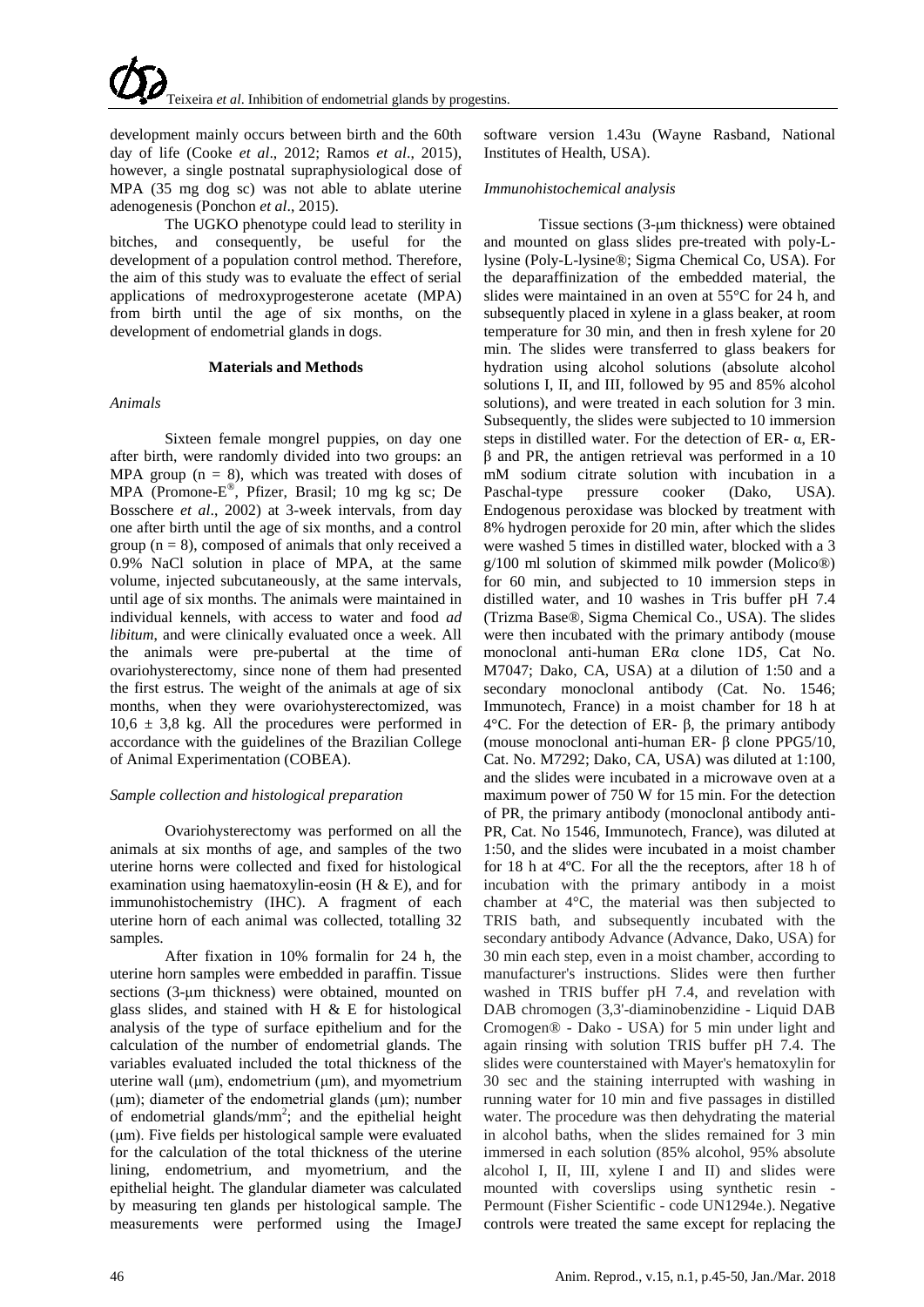development mainly occurs between birth and the 60th day of life (Cooke *et al*., 2012; Ramos *et al*., 2015), however, a single postnatal supraphysiological dose of MPA (35 mg dog sc) was not able to ablate uterine adenogenesis (Ponchon *et al*., 2015).

The UGKO phenotype could lead to sterility in bitches, and consequently, be useful for the development of a population control method. Therefore, the aim of this study was to evaluate the effect of serial applications of medroxyprogesterone acetate (MPA) from birth until the age of six months, on the development of endometrial glands in dogs.

## Materials and Methods

### *Animals*

Sixteen female mongrel puppies, on day one after birth, were randomly divided into two groups: an MPA group (n = 8), which was treated with doses of MPA (Promone-E®, Pfizer, Brasil; 10 mg kg sc; De Bosschere *et al*., 2002) at 3-week intervals, from day one after birth until the age of six months, and a control group (n = 8), composed of animals that only received a 0.9% NaCl solution in place of MPA, at the same volume, injected subcutaneously, at the same intervals, until age of six months. The animals were maintained in individual kennels, with access to water and food *ad libitum*, and were clinically evaluated once a week. All the animals were pre-pubertal at the time of ovariohysterectomy, since none of them had presented the first estrus. The weight of the animals at age of six months, when they were ovariohysterectomized, was 10,6 ± 3,8 kg. All the procedures were performed in accordance with the guidelines of the Brazilian College of Animal Experimentation (COBEA).

### *Sample collection and histological preparation*

Ovariohysterectomy was performed on all the animals at six months of age, and samples of the two uterine horns were collected and fixed for histological examination using haematoxylin-eosin (H & E), and for immunohistochemistry (IHC). A fragment of each uterine horn of each animal was collected, totalling 32 samples.

After fixation in 10% formalin for 24 h, the uterine horn samples were embedded in paraffin. Tissue sections (3-μm thickness) were obtained, mounted on glass slides, and stained with H & E for histological analysis of the type of surface epithelium and for the calculation of the number of endometrial glands. The variables evaluated included the total thickness of the uterine wall (μm), endometrium (μm), and myometrium (μm); diameter of the endometrial glands (μm); number of endometrial glands/mm$^2$; and the epithelial height (μm). Five fields per histological sample were evaluated for the calculation of the total thickness of the uterine lining, endometrium, and myometrium, and the epithelial height. The glandular diameter was calculated by measuring ten glands per histological sample. The measurements were performed using the ImageJ software version 1.43u (Wayne Rasband, National Institutes of Health, USA).

### *Immunohistochemical analysis*

Tissue sections (3-μm thickness) were obtained and mounted on glass slides pre-treated with poly-L-lysine (Poly-L-lysine®; Sigma Chemical Co, USA). For the deparaffinization of the embedded material, the slides were maintained in an oven at 55°C for 24 h, and subsequently placed in xylene in a glass beaker, at room temperature for 30 min, and then in fresh xylene for 20 min. The slides were transferred to glass beakers for hydration using alcohol solutions (absolute alcohol solutions I, II, and III, followed by 95 and 85% alcohol solutions), and were treated in each solution for 3 min. Subsequently, the slides were subjected to 10 immersion steps in distilled water. For the detection of ER- α, ER- β and PR, the antigen retrieval was performed in a 10 mM sodium citrate solution with incubation in a Paschal-type pressure cooker (Dako, USA). Endogenous peroxidase was blocked by treatment with 8% hydrogen peroxide for 20 min, after which the slides were washed 5 times in distilled water, blocked with a 3 g/100 ml solution of skimmed milk powder (Molico®) for 60 min, and subjected to 10 immersion steps in distilled water, and 10 washes in Tris buffer pH 7.4 (Trizma Base®, Sigma Chemical Co., USA). The slides were then incubated with the primary antibody (mouse monoclonal anti-human ERα clone 1D5, Cat No. M7047; Dako, CA, USA) at a dilution of 1:50 and a secondary monoclonal antibody (Cat. No. 1546; Immunotech, France) in a moist chamber for 18 h at 4°C. For the detection of ER- β, the primary antibody (mouse monoclonal anti-human ER- β clone PPG5/10, Cat. No. M7292; Dako, CA, USA) was diluted at 1:100, and the slides were incubated in a microwave oven at a maximum power of 750 W for 15 min. For the detection of PR, the primary antibody (monoclonal antibody anti-PR, Cat. No 1546, Immunotech, France), was diluted at 1:50, and the slides were incubated in a moist chamber for 18 h at 4ºC. For all the the receptors, after 18 h of incubation with the primary antibody in a moist chamber at 4°C, the material was then subjected to TRIS bath, and subsequently incubated with the secondary antibody Advance (Advance, Dako, USA) for 30 min each step, even in a moist chamber, according to manufacturer's instructions. Slides were then further washed in TRIS buffer pH 7.4, and revelation with DAB chromogen (3,3'-diaminobenzidine - Liquid DAB Cromogen® - Dako - USA) for 5 min under light and again rinsing with solution TRIS buffer pH 7.4. The slides were counterstained with Mayer's hematoxylin for 30 sec and the staining interrupted with washing in running water for 10 min and five passages in distilled water. The procedure was then dehydrating the material in alcohol baths, when the slides remained for 3 min immersed in each solution (85% alcohol, 95% absolute alcohol I, II, III, xylene I and II) and slides were mounted with coverslips using synthetic resin - Permount (Fisher Scientific - code UN1294e.). Negative controls were treated the same except for replacing the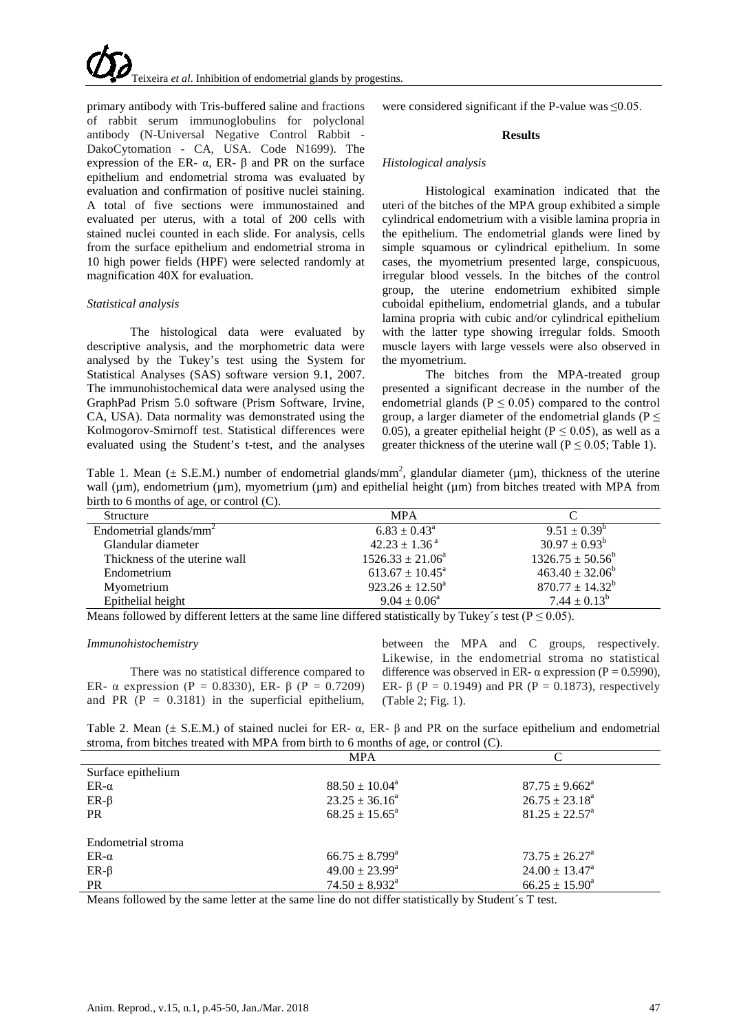primary antibody with Tris-buffered saline and fractions of rabbit serum immunoglobulins for polyclonal antibody (N-Universal Negative Control Rabbit - DakoCytomation - CA, USA. Code N1699). The expression of the ER- α, ER- β and PR on the surface epithelium and endometrial stroma was evaluated by evaluation and confirmation of positive nuclei staining. A total of five sections were immunostained and evaluated per uterus, with a total of 200 cells with stained nuclei counted in each slide. For analysis, cells from the surface epithelium and endometrial stroma in 10 high power fields (HPF) were selected randomly at magnification 40X for evaluation.

*Statistical analysis*

The histological data were evaluated by descriptive analysis, and the morphometric data were analysed by the Tukey's test using the System for Statistical Analyses (SAS) software version 9.1, 2007. The immunohistochemical data were analysed using the GraphPad Prism 5.0 software (Prism Software, Irvine, CA, USA). Data normality was demonstrated using the Kolmogorov-Smirnoff test. Statistical differences were evaluated using the Student's t-test, and the analyses were considered significant if the P-value was $\leq 0.05$.

## Results

*Histological analysis*

Histological examination indicated that the uteri of the bitches of the MPA group exhibited a simple cylindrical endometrium with a visible lamina propria in the epithelium. The endometrial glands were lined by simple squamous or cylindrical epithelium. In some cases, the myometrium presented large, conspicuous, irregular blood vessels. In the bitches of the control group, the uterine endometrium exhibited simple cuboidal epithelium, endometrial glands, and a tubular lamina propria with cubic and/or cylindrical epithelium with the latter type showing irregular folds. Smooth muscle layers with large vessels were also observed in the myometrium.

The bitches from the MPA-treated group presented a significant decrease in the number of the endometrial glands ($P \leq 0.05$) compared to the control group, a larger diameter of the endometrial glands ($P \leq 0.05$), a greater epithelial height ($P \leq 0.05$), as well as a greater thickness of the uterine wall ($P \leq 0.05$; Table 1).

Table 1. Mean (± S.E.M.) number of endometrial glands/mm$^2$, glandular diameter (µm), thickness of the uterine wall (µm), endometrium (µm), myometrium (µm) and epithelial height (µm) from bitches treated with MPA from birth to 6 months of age, or control (C).

| Structure | MPA | C |
|---|---|---|
| Endometrial glands/mm$^2$ | 6.83 ± 0.43$^a$ | 9.51 ± 0.39$^b$ |
| Glandular diameter | 42.23 ± 1.36$^a$ | 30.97 ± 0.93$^b$ |
| Thickness of the uterine wall | 1526.33 ± 21.06$^a$ | 1326.75 ± 50.56$^b$ |
| Endometrium | 613.67 ± 10.45$^a$ | 463.40 ± 32.06$^b$ |
| Myometrium | 923.26 ± 12.50$^a$ | 870.77 ± 14.32$^b$ |
| Epithelial height | 9.04 ± 0.06$^a$ | 7.44 ± 0.13$^b$ |

Means followed by different letters at the same line differed statistically by Tukey´s test ($P \leq 0.05$).

*Immunohistochemistry*

There was no statistical difference compared to ER- α expression (P = 0.8330), ER- β (P = 0.7209) and PR (P = 0.3181) in the superficial epithelium, between the MPA and C groups, respectively. Likewise, in the endometrial stroma no statistical difference was observed in ER- α expression (P = 0.5990), ER- β (P = 0.1949) and PR (P = 0.1873), respectively (Table 2; Fig. 1).

Table 2. Mean (± S.E.M.) of stained nuclei for ER- α, ER- β and PR on the surface epithelium and endometrial stroma, from bitches treated with MPA from birth to 6 months of age, or control (C).

| | MPA | C |
|---|---|---|
| Surface epithelium | | |
| ER-α | 88.50 ± 10.04$^a$ | 87.75 ± 9.662$^a$ |
| ER-β | 23.25 ± 36.16$^a$ | 26.75 ± 23.18$^a$ |
| PR | 68.25 ± 15.65$^a$ | 81.25 ± 22.57$^a$ |
| Endometrial stroma | | |
| ER-α | 66.75 ± 8.799$^a$ | 73.75 ± 26.27$^a$ |
| ER-β | 49.00 ± 23.99$^a$ | 24.00 ± 13.47$^a$ |
| PR | 74.50 ± 8.932$^a$ | 66.25 ± 15.90$^a$ |

Means followed by the same letter at the same line do not differ statistically by Student´s T test.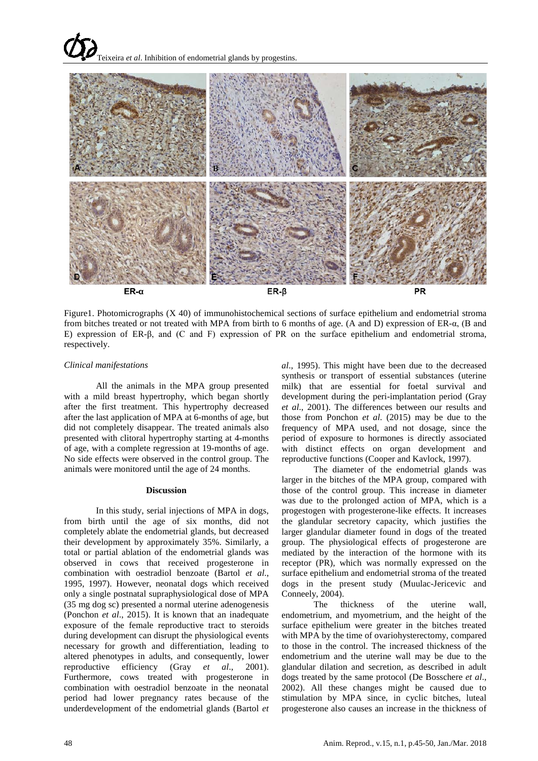Figure1. Photomicrographs (X 40) of immunohistochemical sections of surface epithelium and endometrial stroma from bitches treated or not treated with MPA from birth to 6 months of age. (A and D) expression of ER-α, (B and E) expression of ER-β, and (C and F) expression of PR on the surface epithelium and endometrial stroma, respectively.

*Clinical manifestations*

All the animals in the MPA group presented with a mild breast hypertrophy, which began shortly after the first treatment. This hypertrophy decreased after the last application of MPA at 6-months of age, but did not completely disappear. The treated animals also presented with clitoral hypertrophy starting at 4-months of age, with a complete regression at 19-months of age. No side effects were observed in the control group. The animals were monitored until the age of 24 months.

## Discussion

In this study, serial injections of MPA in dogs, from birth until the age of six months, did not completely ablate the endometrial glands, but decreased their development by approximately 35%. Similarly, a total or partial ablation of the endometrial glands was observed in cows that received progesterone in combination with oestradiol benzoate (Bartol *et al*., 1995, 1997). However, neonatal dogs which received only a single postnatal supraphysiological dose of MPA (35 mg dog sc) presented a normal uterine adenogenesis (Ponchon *et al*., 2015). It is known that an inadequate exposure of the female reproductive tract to steroids during development can disrupt the physiological events necessary for growth and differentiation, leading to altered phenotypes in adults, and consequently, lower reproductive efficiency (Gray *et al*., 2001). Furthermore, cows treated with progesterone in combination with oestradiol benzoate in the neonatal period had lower pregnancy rates because of the underdevelopment of the endometrial glands (Bartol *et al*., 1995). This might have been due to the decreased synthesis or transport of essential substances (uterine milk) that are essential for foetal survival and development during the peri-implantation period (Gray *et al*., 2001). The differences between our results and those from Ponchon *et al.* (2015) may be due to the frequency of MPA used, and not dosage, since the period of exposure to hormones is directly associated with distinct effects on organ development and reproductive functions (Cooper and Kavlock, 1997).

The diameter of the endometrial glands was larger in the bitches of the MPA group, compared with those of the control group. This increase in diameter was due to the prolonged action of MPA, which is a progestogen with progesterone-like effects. It increases the glandular secretory capacity, which justifies the larger glandular diameter found in dogs of the treated group. The physiological effects of progesterone are mediated by the interaction of the hormone with its receptor (PR), which was normally expressed on the surface epithelium and endometrial stroma of the treated dogs in the present study (Muulac-Jericevic and Conneely, 2004).

The thickness of the uterine wall, endometrium, and myometrium, and the height of the surface epithelium were greater in the bitches treated with MPA by the time of ovariohysterectomy, compared to those in the control. The increased thickness of the endometrium and the uterine wall may be due to the glandular dilation and secretion, as described in adult dogs treated by the same protocol (De Bosschere *et al*., 2002). All these changes might be caused due to stimulation by MPA since, in cyclic bitches, luteal progesterone also causes an increase in the thickness of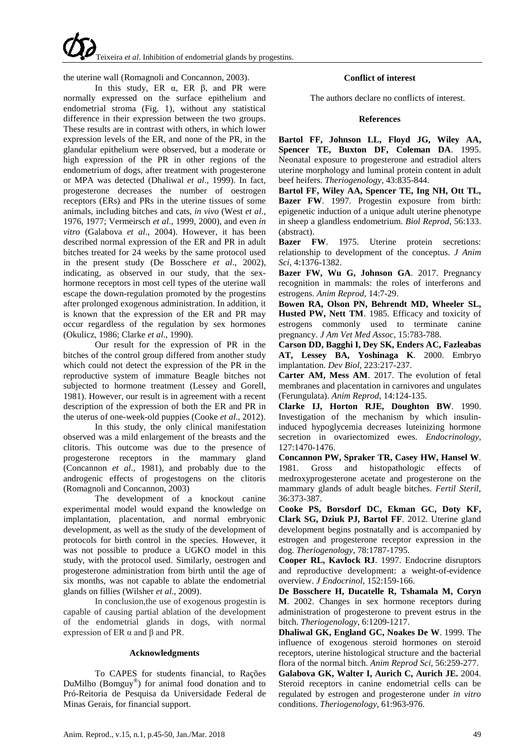the uterine wall (Romagnoli and Concannon, 2003).

In this study, ER α, ER β, and PR were normally expressed on the surface epithelium and endometrial stroma (Fig. 1), without any statistical difference in their expression between the two groups. These results are in contrast with others, in which lower expression levels of the ER, and none of the PR, in the glandular epithelium were observed, but a moderate or high expression of the PR in other regions of the endometrium of dogs, after treatment with progesterone or MPA was detected (Dhaliwal *et al*., 1999). In fact, progesterone decreases the number of oestrogen receptors (ERs) and PRs in the uterine tissues of some animals, including bitches and cats, *in vivo* (West *et al*., 1976, 1977; Vermeirsch *et al*., 1999, 2000), and even *in vitro* (Galabova *et al*., 2004). However, it has been described normal expression of the ER and PR in adult bitches treated for 24 weeks by the same protocol used in the present study (De Bosschere *et al*., 2002), indicating, as observed in our study, that the sex-hormone receptors in most cell types of the uterine wall escape the down-regulation promoted by the progestins after prolonged exogenous administration. In addition, it is known that the expression of the ER and PR may occur regardless of the regulation by sex hormones (Okulicz, 1986; Clarke *et al*., 1990).

Our result for the expression of PR in the bitches of the control group differed from another study which could not detect the expression of the PR in the reproductive system of immature Beagle bitches not subjected to hormone treatment (Lessey and Gorell, 1981). However, our result is in agreement with a recent description of the expression of both the ER and PR in the uterus of one-week-old puppies (Cooke *et al*., 2012).

In this study, the only clinical manifestation observed was a mild enlargement of the breasts and the clitoris. This outcome was due to the presence of progesterone receptors in the mammary gland (Concannon *et al*., 1981), and probably due to the androgenic effects of progestogens on the clitoris (Romagnoli and Concannon, 2003)

The development of a knockout canine experimental model would expand the knowledge on implantation, placentation, and normal embryonic development, as well as the study of the development of protocols for birth control in the species. However, it was not possible to produce a UGKO model in this study, with the protocol used. Similarly, oestrogen and progesterone administration from birth until the age of six months, was not capable to ablate the endometrial glands on fillies (Wilsher *et al*., 2009).

In conclusion,the use of exogenous progestin is capable of causing partial ablation of the development of the endometrial glands in dogs, with normal expression of ER α and β and PR.

#### Acknowledgments

To CAPES for students financial, to Rações DuMilho (Bomguy®) for animal food donation and to Pró-Reitoria de Pesquisa da Universidade Federal de Minas Gerais, for financial support.

#### Conflict of interest

The authors declare no conflicts of interest.

#### References

**Bartol FF, Johnson LL, Floyd JG, Wiley AA, Spencer TE, Buxton DF, Coleman DA**. 1995. Neonatal exposure to progesterone and estradiol alters uterine morphology and luminal protein content in adult beef heifers. *Theriogenology*, 43:835-844.

**Bartol FF, Wiley AA, Spencer TE, Ing NH, Ott TL, Bazer FW**. 1997. Progestin exposure from birth: epigenetic induction of a unique adult uterine phenotype in sheep a glandless endometrium. *Biol Reprod*, 56:133. (abstract).

**Bazer FW**. 1975. Uterine protein secretions: relationship to development of the conceptus. *J Anim Sci*, 4:1376-1382.

**Bazer FW, Wu G, Johnson GA**. 2017. Pregnancy recognition in mammals: the roles of interferons and estrogens. *Anim Reprod*, 14:7-29.

**Bowen RA, Olson PN, Behrendt MD, Wheeler SL, Husted PW, Nett TM**. 1985. Efficacy and toxicity of estrogens commonly used to terminate canine pregnancy. *J Am Vet Med Assoc*, 15:783-788.

**Carson DD, Bagghi I, Dey SK, Enders AC, Fazleabas AT, Lessey BA, Yoshinaga K**. 2000. Embryo implantation. *Dev Biol*, 223:217-237.

**Carter AM, Mess AM**. 2017. The evolution of fetal membranes and placentation in carnivores and ungulates (Ferungulata). *Anim Reprod*, 14:124-135.

**Clarke IJ, Horton RJE, Doughton BW**. 1990. Investigation of the mechanism by which insulin-induced hypoglycemia decreases luteinizing hormone secretion in ovariectomized ewes. *Endocrinology*, 127:1470-1476.

**Concannon PW, Spraker TR, Casey HW, Hansel W**. 1981. Gross and histopathologic effects of medroxyprogesterone acetate and progesterone on the mammary glands of adult beagle bitches. *Fertil Steril*, 36:373-387.

**Cooke PS, Borsdorf DC, Ekman GC, Doty KF, Clark SG, Dziuk PJ, Bartol FF**. 2012. Uterine gland development begins postnatally and is accompanied by estrogen and progesterone receptor expression in the dog. *Theriogenology*, 78:1787-1795.

**Cooper RL, Kavlock RJ**. 1997. Endocrine disruptors and reproductive development: a weight-of-evidence overview. *J Endocrinol*, 152:159-166.

**De Bosschere H, Ducatelle R, Tshamala M, Coryn M**. 2002. Changes in sex hormone receptors during administration of progesterone to prevent estrus in the bitch. *Theriogenology*, 6:1209-1217.

**Dhaliwal GK, England GC, Noakes De W**. 1999. The influence of exogenous steroid hormones on steroid receptors, uterine histological structure and the bacterial flora of the normal bitch. *Anim Reprod Sci*, 56:259-277.

**Galabova GK, Walter I, Aurich C, Aurich JE.** 2004. Steroid receptors in canine endometrial cells can be regulated by estrogen and progesterone under *in vitro* conditions. *Theriogenology*, 61:963-976.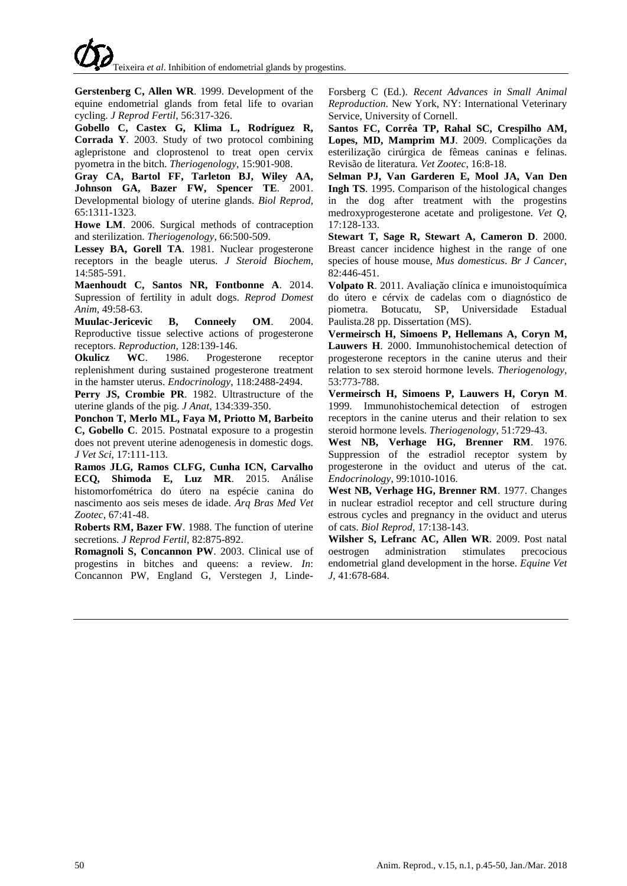**Gerstenberg C, Allen WR**. 1999. Development of the equine endometrial glands from fetal life to ovarian cycling. *J Reprod Fertil*, 56:317-326.

**Gobello C, Castex G, Klima L, Rodríguez R, Corrada Y**. 2003. Study of two protocol combining aglepristone and cloprostenol to treat open cervix pyometra in the bitch. *Theriogenology*, 15:901-908.

**Gray CA, Bartol FF, Tarleton BJ, Wiley AA, Johnson GA, Bazer FW, Spencer TE**. 2001. Developmental biology of uterine glands. *Biol Reprod*, 65:1311-1323.

**Howe LM**. 2006. Surgical methods of contraception and sterilization. *Theriogenology*, 66:500-509.

**Lessey BA, Gorell TA**. 1981. Nuclear progesterone receptors in the beagle uterus. *J Steroid Biochem*, 14:585-591.

**Maenhoudt C, Santos NR, Fontbonne A**. 2014. Supression of fertility in adult dogs. *Reprod Domest Anim*, 49:58-63.

**Muulac-Jericevic B, Conneely OM**. 2004. Reproductive tissue selective actions of progesterone receptors. *Reproduction*, 128:139-146.

**Okulicz WC**. 1986. Progesterone receptor replenishment during sustained progesterone treatment in the hamster uterus. *Endocrinology*, 118:2488-2494.

**Perry JS, Crombie PR**. 1982. Ultrastructure of the uterine glands of the pig. *J Anat*, 134:339-350.

**Ponchon T, Merlo ML, Faya M, Priotto M, Barbeito C, Gobello C**. 2015. Postnatal exposure to a progestin does not prevent uterine adenogenesis in domestic dogs. *J Vet Sci*, 17:111-113.

**Ramos JLG, Ramos CLFG, Cunha ICN, Carvalho ECQ, Shimoda E, Luz MR**. 2015. Análise histomorfométrica do útero na espécie canina do nascimento aos seis meses de idade. *Arq Bras Med Vet Zootec*, 67:41-48.

**Roberts RM, Bazer FW**. 1988. The function of uterine secretions. *J Reprod Fertil*, 82:875-892.

**Romagnoli S, Concannon PW**. 2003. Clinical use of progestins in bitches and queens: a review. *In*: Concannon PW, England G, Verstegen J, Linde-Forsberg C (Ed.). *Recent Advances in Small Animal Reproduction*. New York, NY: International Veterinary Service, University of Cornell.

**Santos FC, Corrêa TP, Rahal SC, Crespilho AM, Lopes, MD, Mamprim MJ**. 2009. Complicações da esterilização cirúrgica de fêmeas caninas e felinas. Revisão de literatura. *Vet Zootec*, 16:8-18.

**Selman PJ, Van Garderen E, Mool JA, Van Den Ingh TS**. 1995. Comparison of the histological changes in the dog after treatment with the progestins medroxyprogesterone acetate and proligestone. *Vet Q*, 17:128-133.

**Stewart T, Sage R, Stewart A, Cameron D**. 2000. Breast cancer incidence highest in the range of one species of house mouse, *Mus domesticus*. *Br J Cancer*, 82:446-451.

**Volpato R**. 2011. Avaliação clínica e imunoistoquímica do útero e cérvix de cadelas com o diagnóstico de piometra. Botucatu, SP, Universidade Estadual Paulista.28 pp. Dissertation (MS).

**Vermeirsch H, Simoens P, Hellemans A, Coryn M, Lauwers H**. 2000. Immunohistochemical detection of progesterone receptors in the canine uterus and their relation to sex steroid hormone levels. *Theriogenology*, 53:773-788.

**Vermeirsch H, Simoens P, Lauwers H, Coryn M**. 1999. Immunohistochemical detection of estrogen receptors in the canine uterus and their relation to sex steroid hormone levels. *Theriogenology*, 51:729-43.

**West NB, Verhage HG, Brenner RM**. 1976. Suppression of the estradiol receptor system by progesterone in the oviduct and uterus of the cat. *Endocrinology*, 99:1010-1016.

**West NB, Verhage HG, Brenner RM**. 1977. Changes in nuclear estradiol receptor and cell structure during estrous cycles and pregnancy in the oviduct and uterus of cats. *Biol Reprod*, 17:138-143.

**Wilsher S, Lefranc AC, Allen WR**. 2009. Post natal oestrogen administration stimulates precocious endometrial gland development in the horse. *Equine Vet J*, 41:678-684.